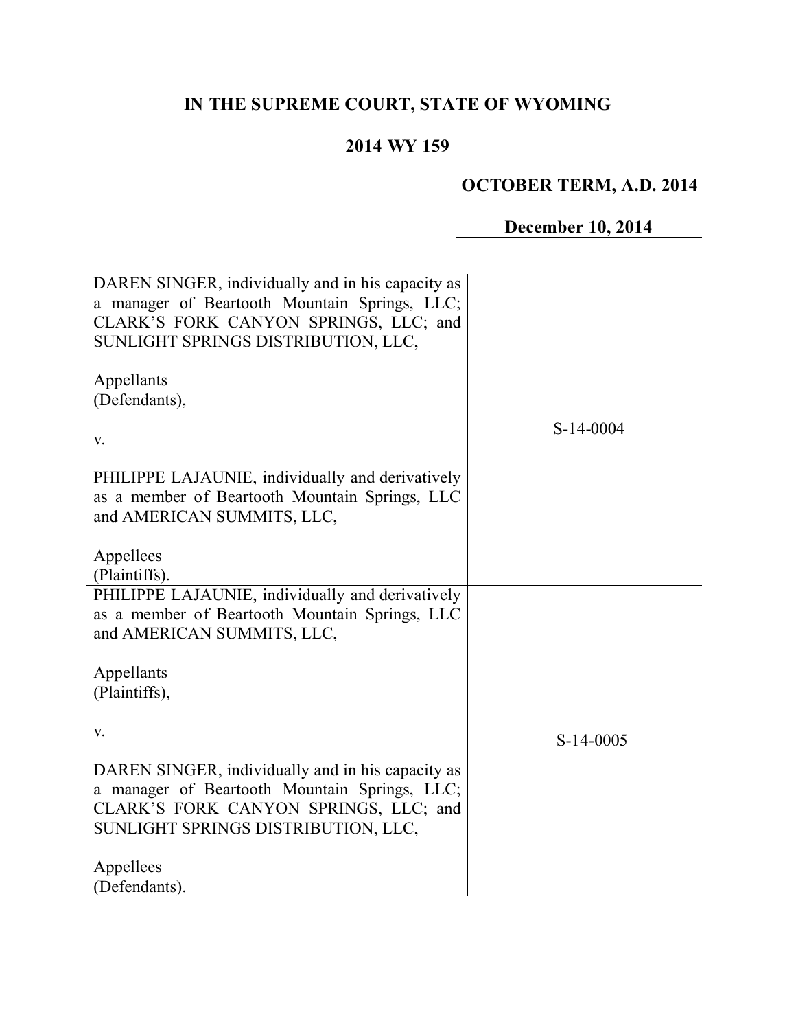# IN THE SUPREME COURT, STATE OF WYOMING

## 2014 WY 159

**OCTOBER TERM, A.D. 2014**

**December 10, 2014**

| | |
|---|---|
| DAREN SINGER, individually and in his capacity as a manager of Beartooth Mountain Springs, LLC; CLARK'S FORK CANYON SPRINGS, LLC; and SUNLIGHT SPRINGS DISTRIBUTION, LLC,<br><br>Appellants<br>(Defendants),<br><br>v.<br><br>PHILIPPE LAJAUNIE, individually and derivatively as a member of Beartooth Mountain Springs, LLC and AMERICAN SUMMITS, LLC,<br><br>Appellees<br>(Plaintiffs). | S-14-0004 |
| PHILIPPE LAJAUNIE, individually and derivatively as a member of Beartooth Mountain Springs, LLC and AMERICAN SUMMITS, LLC,<br><br>Appellants<br>(Plaintiffs),<br><br>v.<br><br>DAREN SINGER, individually and in his capacity as a manager of Beartooth Mountain Springs, LLC; CLARK'S FORK CANYON SPRINGS, LLC; and SUNLIGHT SPRINGS DISTRIBUTION, LLC,<br><br>Appellees<br>(Defendants). | S-14-0005 |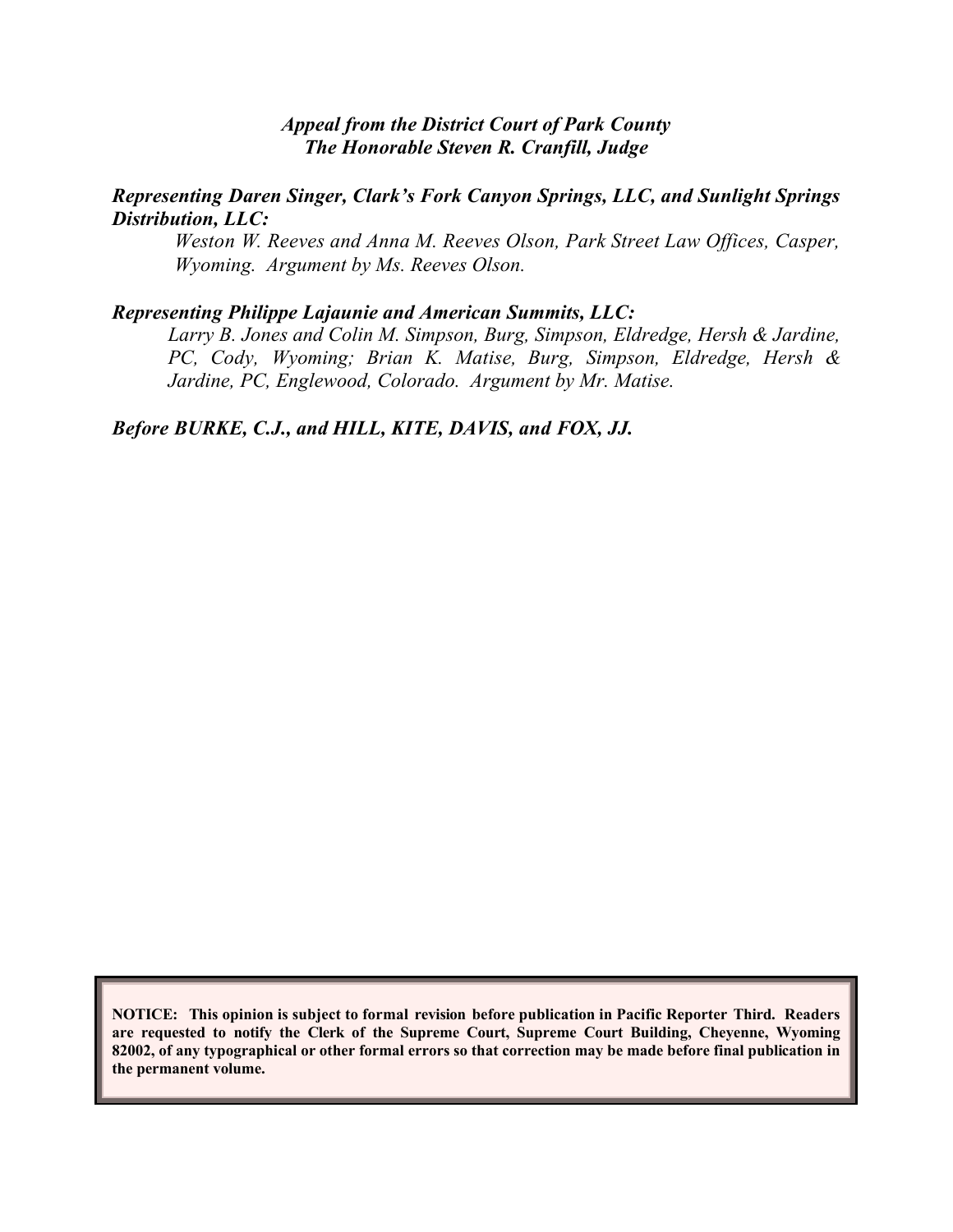*Appeal from the District Court of Park County*
*The Honorable Steven R. Cranfill, Judge*

***Representing Daren Singer, Clark's Fork Canyon Springs, LLC, and Sunlight Springs Distribution, LLC:***

*Weston W. Reeves and Anna M. Reeves Olson, Park Street Law Offices, Casper, Wyoming. Argument by Ms. Reeves Olson.*

***Representing Philippe Lajaunie and American Summits, LLC:***

*Larry B. Jones and Colin M. Simpson, Burg, Simpson, Eldredge, Hersh & Jardine, PC, Cody, Wyoming; Brian K. Matise, Burg, Simpson, Eldredge, Hersh & Jardine, PC, Englewood, Colorado. Argument by Mr. Matise.*

***Before BURKE, C.J., and HILL, KITE, DAVIS, and FOX, JJ.***

**NOTICE: This opinion is subject to formal revision before publication in Pacific Reporter Third. Readers are requested to notify the Clerk of the Supreme Court, Supreme Court Building, Cheyenne, Wyoming 82002, of any typographical or other formal errors so that correction may be made before final publication in the permanent volume.**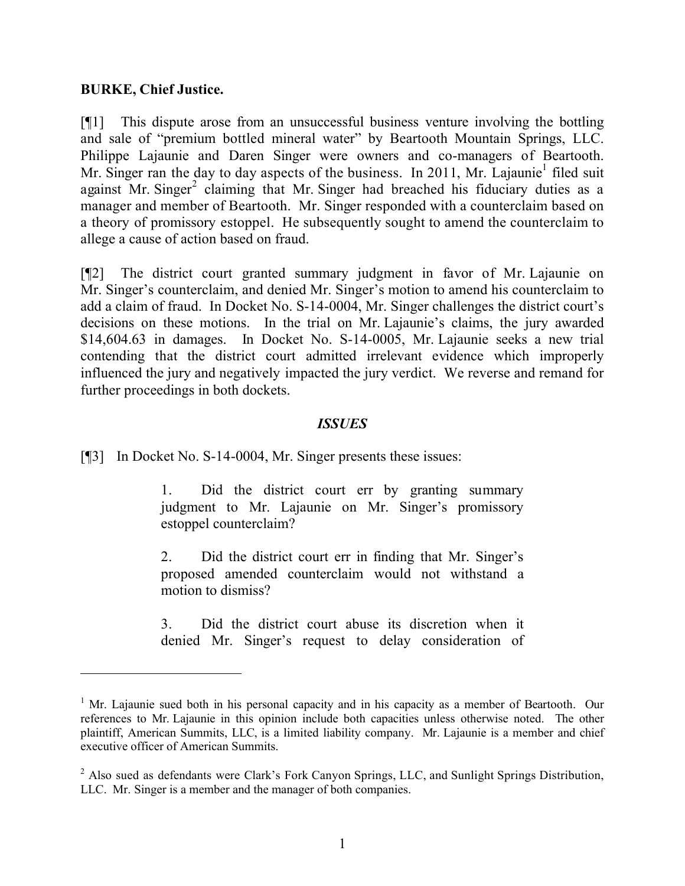**BURKE, Chief Justice.**

[¶1] This dispute arose from an unsuccessful business venture involving the bottling and sale of "premium bottled mineral water" by Beartooth Mountain Springs, LLC. Philippe Lajaunie and Daren Singer were owners and co-managers of Beartooth. Mr. Singer ran the day to day aspects of the business. In 2011, Mr. Lajaunie[1] filed suit against Mr. Singer[2] claiming that Mr. Singer had breached his fiduciary duties as a manager and member of Beartooth. Mr. Singer responded with a counterclaim based on a theory of promissory estoppel. He subsequently sought to amend the counterclaim to allege a cause of action based on fraud.

[¶2] The district court granted summary judgment in favor of Mr. Lajaunie on Mr. Singer's counterclaim, and denied Mr. Singer's motion to amend his counterclaim to add a claim of fraud. In Docket No. S-14-0004, Mr. Singer challenges the district court's decisions on these motions. In the trial on Mr. Lajaunie's claims, the jury awarded $14,604.63 in damages. In Docket No. S-14-0005, Mr. Lajaunie seeks a new trial contending that the district court admitted irrelevant evidence which improperly influenced the jury and negatively impacted the jury verdict. We reverse and remand for further proceedings in both dockets.

### *ISSUES*

[¶3] In Docket No. S-14-0004, Mr. Singer presents these issues:

> 1. Did the district court err by granting summary judgment to Mr. Lajaunie on Mr. Singer's promissory estoppel counterclaim?
>
> 2. Did the district court err in finding that Mr. Singer's proposed amended counterclaim would not withstand a motion to dismiss?
>
> 3. Did the district court abuse its discretion when it denied Mr. Singer's request to delay consideration of

---

[1] Mr. Lajaunie sued both in his personal capacity and in his capacity as a member of Beartooth. Our references to Mr. Lajaunie in this opinion include both capacities unless otherwise noted. The other plaintiff, American Summits, LLC, is a limited liability company. Mr. Lajaunie is a member and chief executive officer of American Summits.

[2] Also sued as defendants were Clark's Fork Canyon Springs, LLC, and Sunlight Springs Distribution, LLC. Mr. Singer is a member and the manager of both companies.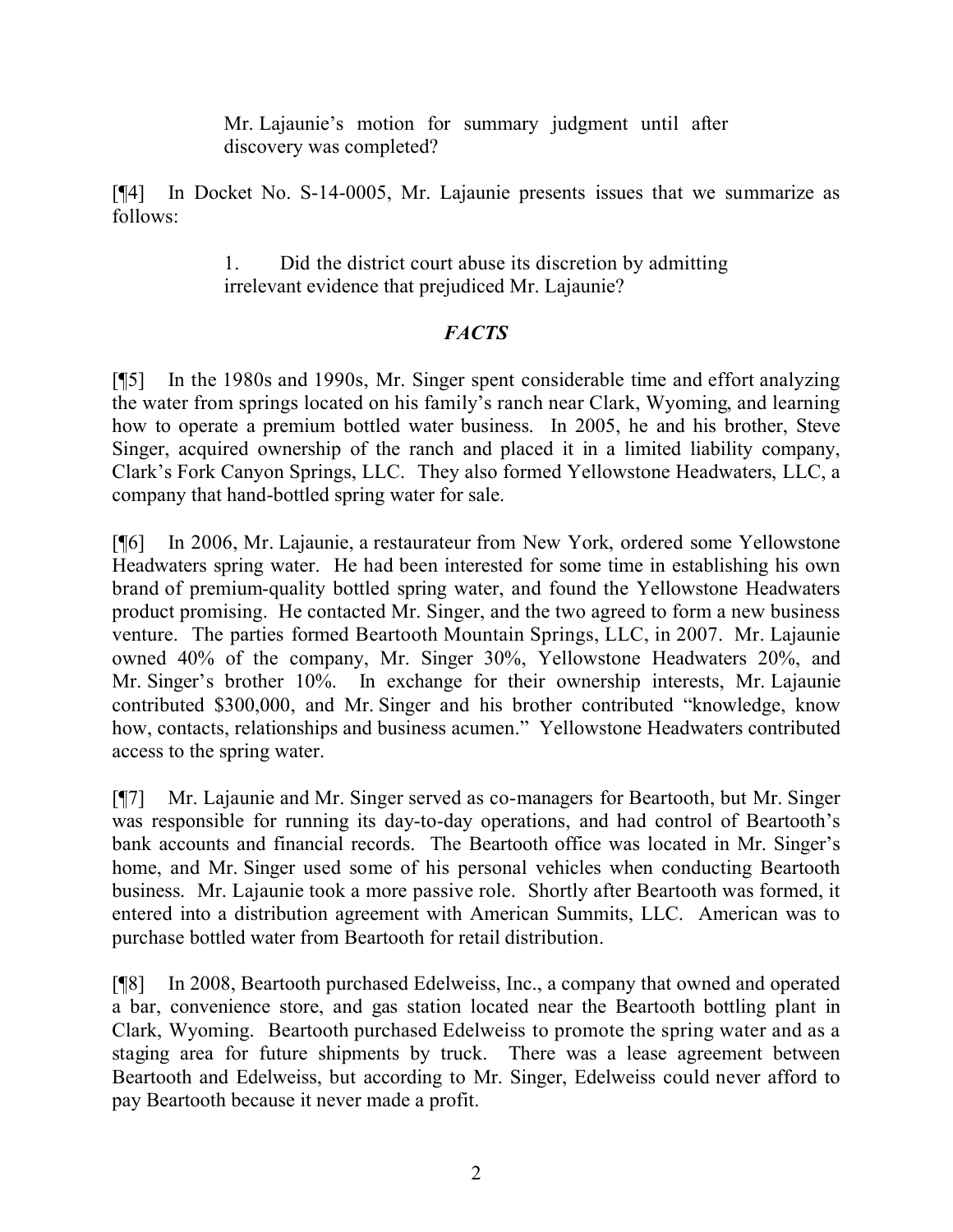Mr. Lajaunie's motion for summary judgment until after discovery was completed?

[¶4] In Docket No. S-14-0005, Mr. Lajaunie presents issues that we summarize as follows:

> 1. Did the district court abuse its discretion by admitting irrelevant evidence that prejudiced Mr. Lajaunie?

## *FACTS*

[¶5] In the 1980s and 1990s, Mr. Singer spent considerable time and effort analyzing the water from springs located on his family's ranch near Clark, Wyoming, and learning how to operate a premium bottled water business. In 2005, he and his brother, Steve Singer, acquired ownership of the ranch and placed it in a limited liability company, Clark's Fork Canyon Springs, LLC. They also formed Yellowstone Headwaters, LLC, a company that hand-bottled spring water for sale.

[¶6] In 2006, Mr. Lajaunie, a restaurateur from New York, ordered some Yellowstone Headwaters spring water. He had been interested for some time in establishing his own brand of premium-quality bottled spring water, and found the Yellowstone Headwaters product promising. He contacted Mr. Singer, and the two agreed to form a new business venture. The parties formed Beartooth Mountain Springs, LLC, in 2007. Mr. Lajaunie owned 40% of the company, Mr. Singer 30%, Yellowstone Headwaters 20%, and Mr. Singer's brother 10%. In exchange for their ownership interests, Mr. Lajaunie contributed $300,000, and Mr. Singer and his brother contributed "knowledge, know how, contacts, relationships and business acumen." Yellowstone Headwaters contributed access to the spring water.

[¶7] Mr. Lajaunie and Mr. Singer served as co-managers for Beartooth, but Mr. Singer was responsible for running its day-to-day operations, and had control of Beartooth's bank accounts and financial records. The Beartooth office was located in Mr. Singer's home, and Mr. Singer used some of his personal vehicles when conducting Beartooth business. Mr. Lajaunie took a more passive role. Shortly after Beartooth was formed, it entered into a distribution agreement with American Summits, LLC. American was to purchase bottled water from Beartooth for retail distribution.

[¶8] In 2008, Beartooth purchased Edelweiss, Inc., a company that owned and operated a bar, convenience store, and gas station located near the Beartooth bottling plant in Clark, Wyoming. Beartooth purchased Edelweiss to promote the spring water and as a staging area for future shipments by truck. There was a lease agreement between Beartooth and Edelweiss, but according to Mr. Singer, Edelweiss could never afford to pay Beartooth because it never made a profit.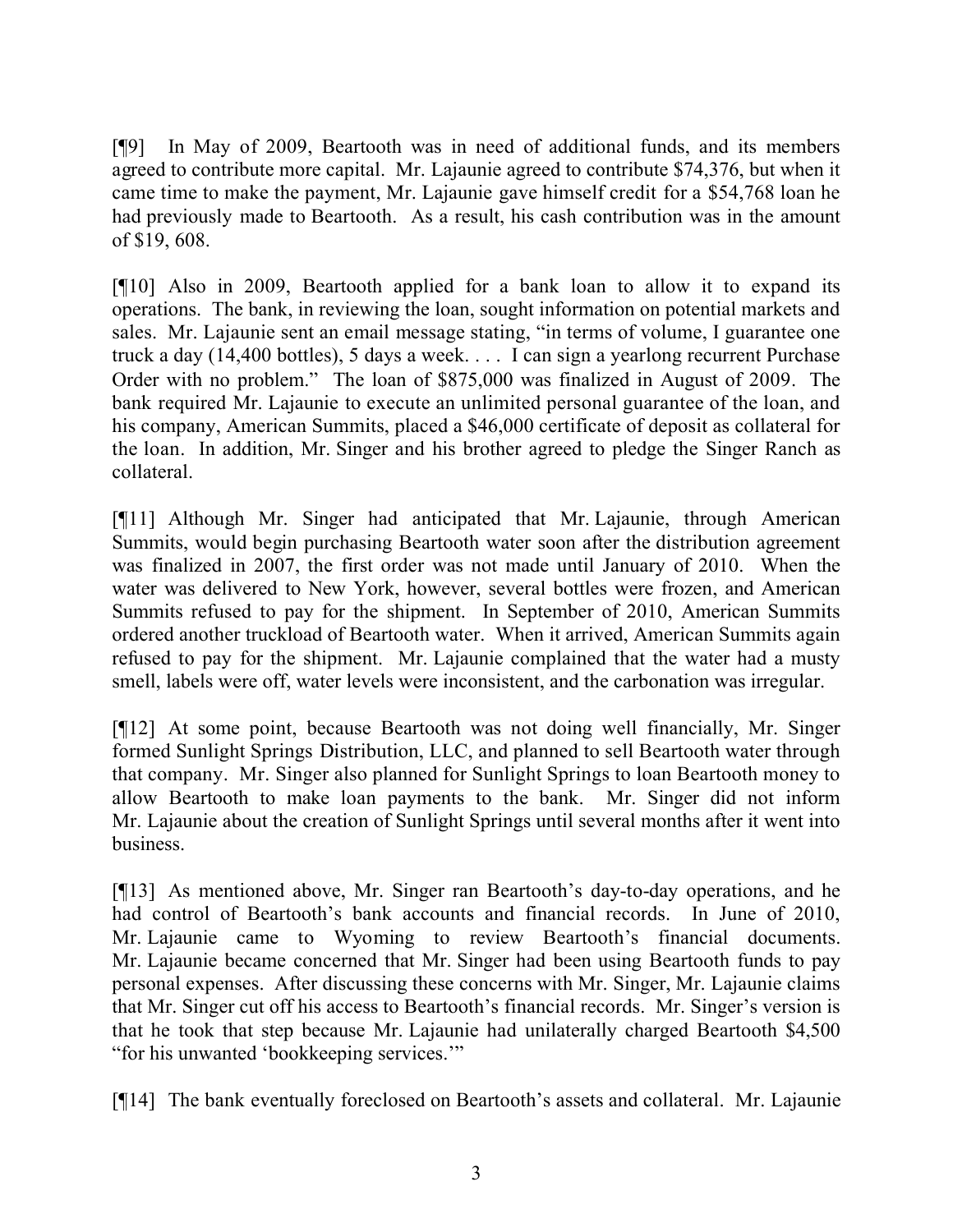[¶9] In May of 2009, Beartooth was in need of additional funds, and its members agreed to contribute more capital. Mr. Lajaunie agreed to contribute $74,376, but when it came time to make the payment, Mr. Lajaunie gave himself credit for a $54,768 loan he had previously made to Beartooth. As a result, his cash contribution was in the amount of $19, 608.

[¶10] Also in 2009, Beartooth applied for a bank loan to allow it to expand its operations. The bank, in reviewing the loan, sought information on potential markets and sales. Mr. Lajaunie sent an email message stating, "in terms of volume, I guarantee one truck a day (14,400 bottles), 5 days a week. . . . I can sign a yearlong recurrent Purchase Order with no problem." The loan of $875,000 was finalized in August of 2009. The bank required Mr. Lajaunie to execute an unlimited personal guarantee of the loan, and his company, American Summits, placed a $46,000 certificate of deposit as collateral for the loan. In addition, Mr. Singer and his brother agreed to pledge the Singer Ranch as collateral.

[¶11] Although Mr. Singer had anticipated that Mr. Lajaunie, through American Summits, would begin purchasing Beartooth water soon after the distribution agreement was finalized in 2007, the first order was not made until January of 2010. When the water was delivered to New York, however, several bottles were frozen, and American Summits refused to pay for the shipment. In September of 2010, American Summits ordered another truckload of Beartooth water. When it arrived, American Summits again refused to pay for the shipment. Mr. Lajaunie complained that the water had a musty smell, labels were off, water levels were inconsistent, and the carbonation was irregular.

[¶12] At some point, because Beartooth was not doing well financially, Mr. Singer formed Sunlight Springs Distribution, LLC, and planned to sell Beartooth water through that company. Mr. Singer also planned for Sunlight Springs to loan Beartooth money to allow Beartooth to make loan payments to the bank. Mr. Singer did not inform Mr. Lajaunie about the creation of Sunlight Springs until several months after it went into business.

[¶13] As mentioned above, Mr. Singer ran Beartooth's day-to-day operations, and he had control of Beartooth's bank accounts and financial records. In June of 2010, Mr. Lajaunie came to Wyoming to review Beartooth's financial documents. Mr. Lajaunie became concerned that Mr. Singer had been using Beartooth funds to pay personal expenses. After discussing these concerns with Mr. Singer, Mr. Lajaunie claims that Mr. Singer cut off his access to Beartooth's financial records. Mr. Singer's version is that he took that step because Mr. Lajaunie had unilaterally charged Beartooth $4,500 "for his unwanted 'bookkeeping services.'"

[¶14] The bank eventually foreclosed on Beartooth's assets and collateral. Mr. Lajaunie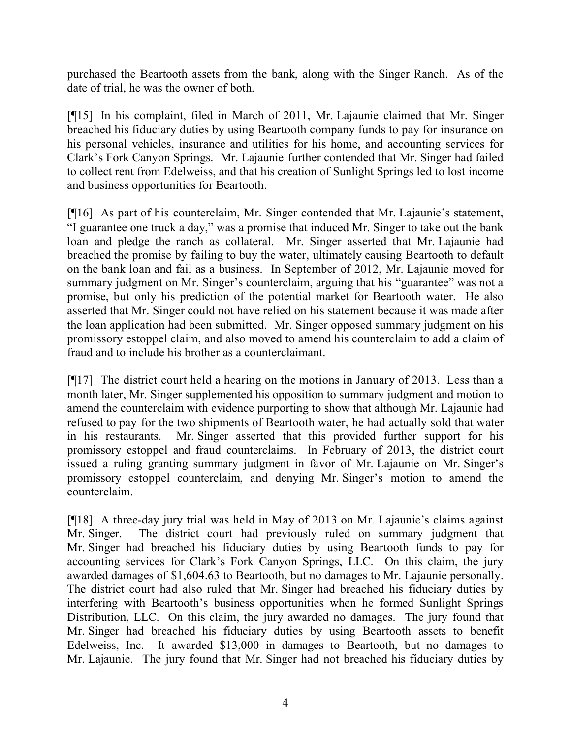purchased the Beartooth assets from the bank, along with the Singer Ranch. As of the date of trial, he was the owner of both.

[¶15] In his complaint, filed in March of 2011, Mr. Lajaunie claimed that Mr. Singer breached his fiduciary duties by using Beartooth company funds to pay for insurance on his personal vehicles, insurance and utilities for his home, and accounting services for Clark's Fork Canyon Springs. Mr. Lajaunie further contended that Mr. Singer had failed to collect rent from Edelweiss, and that his creation of Sunlight Springs led to lost income and business opportunities for Beartooth.

[¶16] As part of his counterclaim, Mr. Singer contended that Mr. Lajaunie's statement, "I guarantee one truck a day," was a promise that induced Mr. Singer to take out the bank loan and pledge the ranch as collateral. Mr. Singer asserted that Mr. Lajaunie had breached the promise by failing to buy the water, ultimately causing Beartooth to default on the bank loan and fail as a business. In September of 2012, Mr. Lajaunie moved for summary judgment on Mr. Singer's counterclaim, arguing that his "guarantee" was not a promise, but only his prediction of the potential market for Beartooth water. He also asserted that Mr. Singer could not have relied on his statement because it was made after the loan application had been submitted. Mr. Singer opposed summary judgment on his promissory estoppel claim, and also moved to amend his counterclaim to add a claim of fraud and to include his brother as a counterclaimant.

[¶17] The district court held a hearing on the motions in January of 2013. Less than a month later, Mr. Singer supplemented his opposition to summary judgment and motion to amend the counterclaim with evidence purporting to show that although Mr. Lajaunie had refused to pay for the two shipments of Beartooth water, he had actually sold that water in his restaurants. Mr. Singer asserted that this provided further support for his promissory estoppel and fraud counterclaims. In February of 2013, the district court issued a ruling granting summary judgment in favor of Mr. Lajaunie on Mr. Singer's promissory estoppel counterclaim, and denying Mr. Singer's motion to amend the counterclaim.

[¶18] A three-day jury trial was held in May of 2013 on Mr. Lajaunie's claims against Mr. Singer. The district court had previously ruled on summary judgment that Mr. Singer had breached his fiduciary duties by using Beartooth funds to pay for accounting services for Clark's Fork Canyon Springs, LLC. On this claim, the jury awarded damages of $1,604.63 to Beartooth, but no damages to Mr. Lajaunie personally. The district court had also ruled that Mr. Singer had breached his fiduciary duties by interfering with Beartooth's business opportunities when he formed Sunlight Springs Distribution, LLC. On this claim, the jury awarded no damages. The jury found that Mr. Singer had breached his fiduciary duties by using Beartooth assets to benefit Edelweiss, Inc. It awarded $13,000 in damages to Beartooth, but no damages to Mr. Lajaunie. The jury found that Mr. Singer had not breached his fiduciary duties by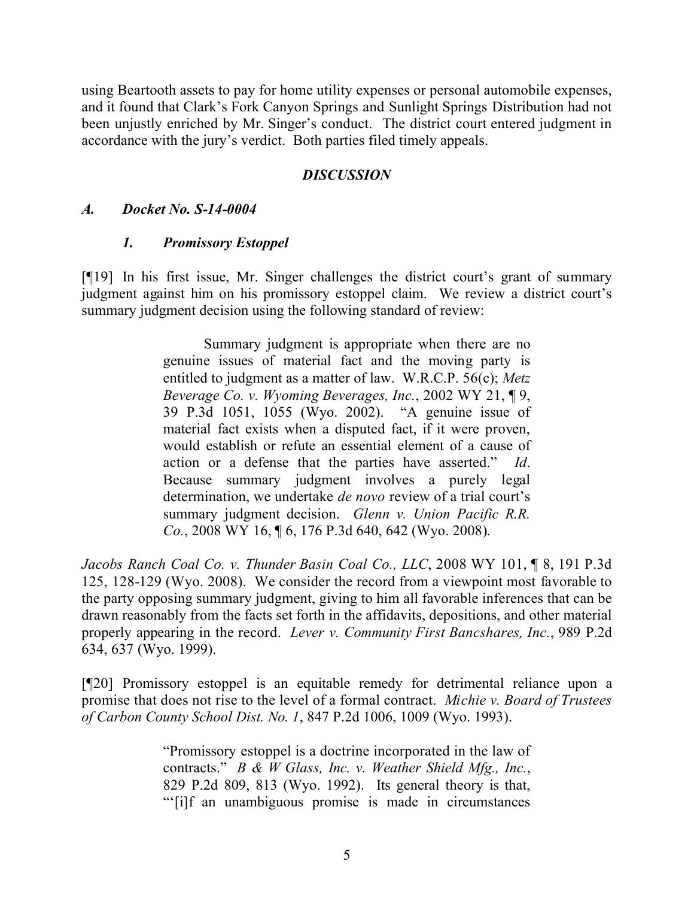using Beartooth assets to pay for home utility expenses or personal automobile expenses, and it found that Clark's Fork Canyon Springs and Sunlight Springs Distribution had not been unjustly enriched by Mr. Singer's conduct. The district court entered judgment in accordance with the jury's verdict. Both parties filed timely appeals.

## *DISCUSSION*

### *A. Docket No. S-14-0004*

#### *1. Promissory Estoppel*

[¶19] In his first issue, Mr. Singer challenges the district court's grant of summary judgment against him on his promissory estoppel claim. We review a district court's summary judgment decision using the following standard of review:

> Summary judgment is appropriate when there are no genuine issues of material fact and the moving party is entitled to judgment as a matter of law. W.R.C.P. 56(c); *Metz Beverage Co. v. Wyoming Beverages, Inc.*, 2002 WY 21, ¶ 9, 39 P.3d 1051, 1055 (Wyo. 2002). "A genuine issue of material fact exists when a disputed fact, if it were proven, would establish or refute an essential element of a cause of action or a defense that the parties have asserted." *Id*. Because summary judgment involves a purely legal determination, we undertake *de novo* review of a trial court's summary judgment decision. *Glenn v. Union Pacific R.R. Co.*, 2008 WY 16, ¶ 6, 176 P.3d 640, 642 (Wyo. 2008).

*Jacobs Ranch Coal Co. v. Thunder Basin Coal Co., LLC*, 2008 WY 101, ¶ 8, 191 P.3d 125, 128-129 (Wyo. 2008). We consider the record from a viewpoint most favorable to the party opposing summary judgment, giving to him all favorable inferences that can be drawn reasonably from the facts set forth in the affidavits, depositions, and other material properly appearing in the record. *Lever v. Community First Bancshares, Inc.*, 989 P.2d 634, 637 (Wyo. 1999).

[¶20] Promissory estoppel is an equitable remedy for detrimental reliance upon a promise that does not rise to the level of a formal contract. *Michie v. Board of Trustees of Carbon County School Dist. No. 1*, 847 P.2d 1006, 1009 (Wyo. 1993).

> "Promissory estoppel is a doctrine incorporated in the law of contracts." *B & W Glass, Inc. v. Weather Shield Mfg., Inc.*, 829 P.2d 809, 813 (Wyo. 1992). Its general theory is that, "'[i]f an unambiguous promise is made in circumstances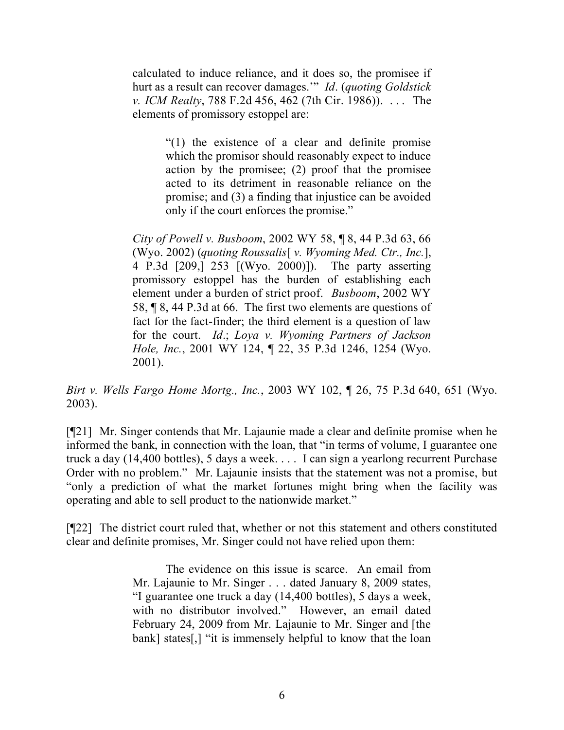> calculated to induce reliance, and it does so, the promisee if hurt as a result can recover damages.'" *Id*. (*quoting Goldstick v. ICM Realty*, 788 F.2d 456, 462 (7th Cir. 1986)). . . . The elements of promissory estoppel are:
>
> > "(1) the existence of a clear and definite promise which the promisor should reasonably expect to induce action by the promisee; (2) proof that the promisee acted to its detriment in reasonable reliance on the promise; and (3) a finding that injustice can be avoided only if the court enforces the promise."
>
> *City of Powell v. Busboom*, 2002 WY 58, ¶ 8, 44 P.3d 63, 66 (Wyo. 2002) (*quoting Roussalis*[ *v. Wyoming Med. Ctr., Inc.*], 4 P.3d [209,] 253 [(Wyo. 2000)]). The party asserting promissory estoppel has the burden of establishing each element under a burden of strict proof. *Busboom*, 2002 WY 58, ¶ 8, 44 P.3d at 66. The first two elements are questions of fact for the fact-finder; the third element is a question of law for the court. *Id*.; *Loya v. Wyoming Partners of Jackson Hole, Inc.*, 2001 WY 124, ¶ 22, 35 P.3d 1246, 1254 (Wyo. 2001).

*Birt v. Wells Fargo Home Mortg., Inc.*, 2003 WY 102, ¶ 26, 75 P.3d 640, 651 (Wyo. 2003).

[¶21] Mr. Singer contends that Mr. Lajaunie made a clear and definite promise when he informed the bank, in connection with the loan, that "in terms of volume, I guarantee one truck a day (14,400 bottles), 5 days a week. . . . I can sign a yearlong recurrent Purchase Order with no problem." Mr. Lajaunie insists that the statement was not a promise, but "only a prediction of what the market fortunes might bring when the facility was operating and able to sell product to the nationwide market."

[¶22] The district court ruled that, whether or not this statement and others constituted clear and definite promises, Mr. Singer could not have relied upon them:

> The evidence on this issue is scarce. An email from Mr. Lajaunie to Mr. Singer . . . dated January 8, 2009 states, "I guarantee one truck a day (14,400 bottles), 5 days a week, with no distributor involved." However, an email dated February 24, 2009 from Mr. Lajaunie to Mr. Singer and [the bank] states[,] "it is immensely helpful to know that the loan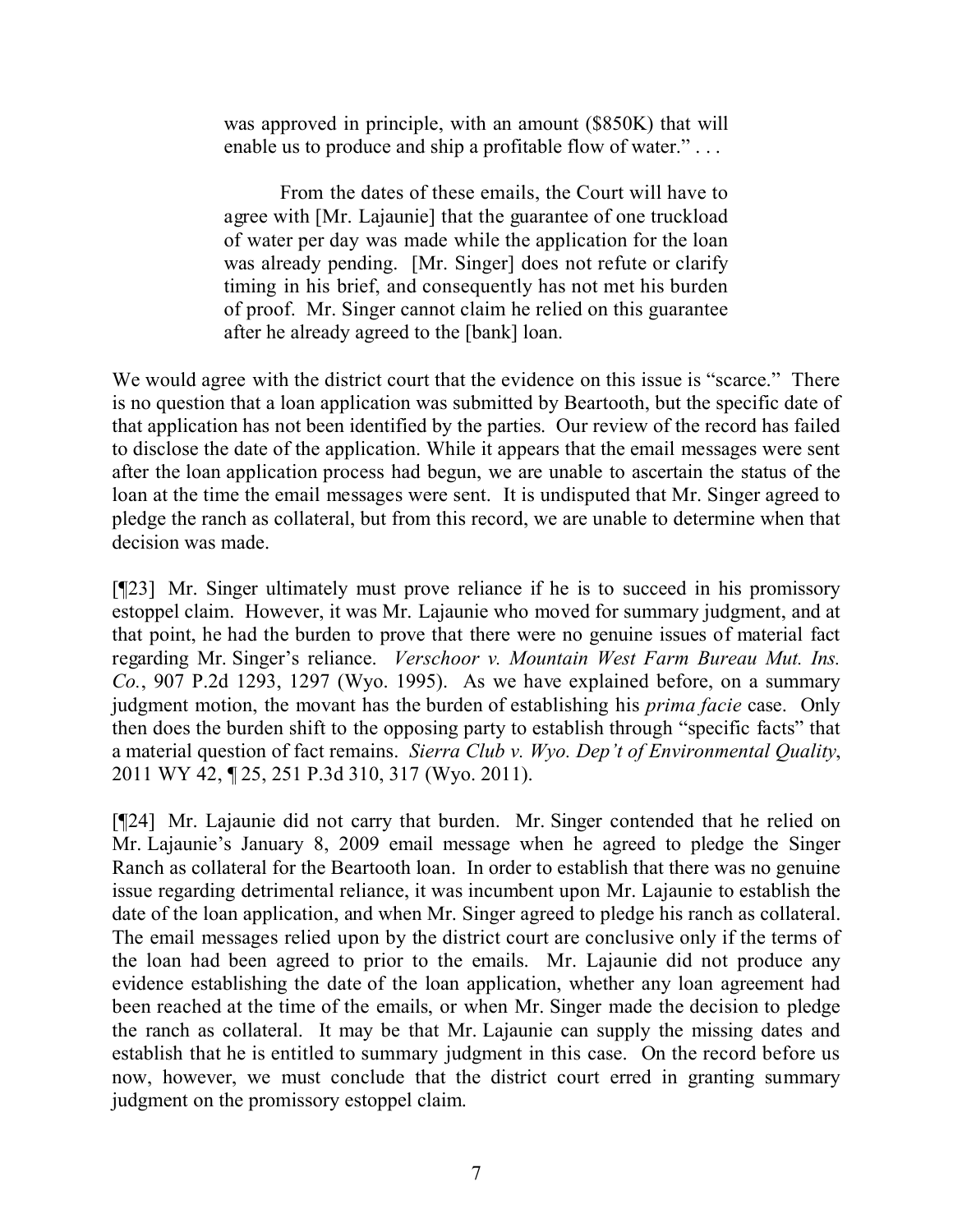> was approved in principle, with an amount ($850K) that will enable us to produce and ship a profitable flow of water." . . .
>
> From the dates of these emails, the Court will have to agree with [Mr. Lajaunie] that the guarantee of one truckload of water per day was made while the application for the loan was already pending. [Mr. Singer] does not refute or clarify timing in his brief, and consequently has not met his burden of proof. Mr. Singer cannot claim he relied on this guarantee after he already agreed to the [bank] loan.

We would agree with the district court that the evidence on this issue is "scarce." There is no question that a loan application was submitted by Beartooth, but the specific date of that application has not been identified by the parties. Our review of the record has failed to disclose the date of the application. While it appears that the email messages were sent after the loan application process had begun, we are unable to ascertain the status of the loan at the time the email messages were sent. It is undisputed that Mr. Singer agreed to pledge the ranch as collateral, but from this record, we are unable to determine when that decision was made.

[¶23] Mr. Singer ultimately must prove reliance if he is to succeed in his promissory estoppel claim. However, it was Mr. Lajaunie who moved for summary judgment, and at that point, he had the burden to prove that there were no genuine issues of material fact regarding Mr. Singer's reliance. *Verschoor v. Mountain West Farm Bureau Mut. Ins. Co.*, 907 P.2d 1293, 1297 (Wyo. 1995). As we have explained before, on a summary judgment motion, the movant has the burden of establishing his *prima facie* case. Only then does the burden shift to the opposing party to establish through "specific facts" that a material question of fact remains. *Sierra Club v. Wyo. Dep't of Environmental Quality*, 2011 WY 42, ¶ 25, 251 P.3d 310, 317 (Wyo. 2011).

[¶24] Mr. Lajaunie did not carry that burden. Mr. Singer contended that he relied on Mr. Lajaunie's January 8, 2009 email message when he agreed to pledge the Singer Ranch as collateral for the Beartooth loan. In order to establish that there was no genuine issue regarding detrimental reliance, it was incumbent upon Mr. Lajaunie to establish the date of the loan application, and when Mr. Singer agreed to pledge his ranch as collateral. The email messages relied upon by the district court are conclusive only if the terms of the loan had been agreed to prior to the emails. Mr. Lajaunie did not produce any evidence establishing the date of the loan application, whether any loan agreement had been reached at the time of the emails, or when Mr. Singer made the decision to pledge the ranch as collateral. It may be that Mr. Lajaunie can supply the missing dates and establish that he is entitled to summary judgment in this case. On the record before us now, however, we must conclude that the district court erred in granting summary judgment on the promissory estoppel claim.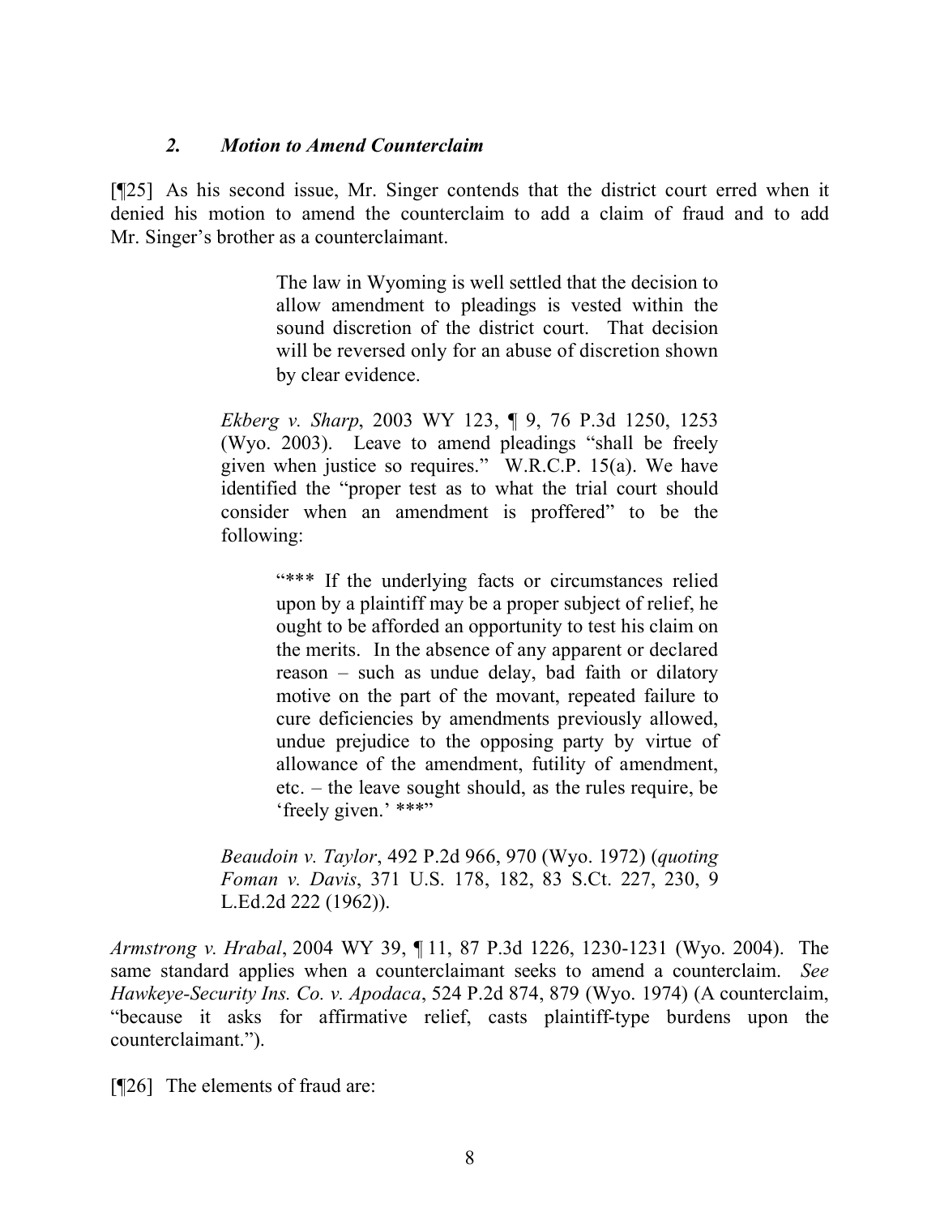### *2. Motion to Amend Counterclaim*

[¶25] As his second issue, Mr. Singer contends that the district court erred when it denied his motion to amend the counterclaim to add a claim of fraud and to add Mr. Singer's brother as a counterclaimant.

> The law in Wyoming is well settled that the decision to allow amendment to pleadings is vested within the sound discretion of the district court. That decision will be reversed only for an abuse of discretion shown by clear evidence.
>
> *Ekberg v. Sharp*, 2003 WY 123, ¶ 9, 76 P.3d 1250, 1253 (Wyo. 2003). Leave to amend pleadings "shall be freely given when justice so requires." W.R.C.P. 15(a). We have identified the "proper test as to what the trial court should consider when an amendment is proffered" to be the following:
>
> > "*** If the underlying facts or circumstances relied upon by a plaintiff may be a proper subject of relief, he ought to be afforded an opportunity to test his claim on the merits. In the absence of any apparent or declared reason – such as undue delay, bad faith or dilatory motive on the part of the movant, repeated failure to cure deficiencies by amendments previously allowed, undue prejudice to the opposing party by virtue of allowance of the amendment, futility of amendment, etc. – the leave sought should, as the rules require, be 'freely given.' ***"
>
> *Beaudoin v. Taylor*, 492 P.2d 966, 970 (Wyo. 1972) (*quoting Foman v. Davis*, 371 U.S. 178, 182, 83 S.Ct. 227, 230, 9 L.Ed.2d 222 (1962)).

*Armstrong v. Hrabal*, 2004 WY 39, ¶ 11, 87 P.3d 1226, 1230-1231 (Wyo. 2004). The same standard applies when a counterclaimant seeks to amend a counterclaim. *See Hawkeye-Security Ins. Co. v. Apodaca*, 524 P.2d 874, 879 (Wyo. 1974) (A counterclaim, "because it asks for affirmative relief, casts plaintiff-type burdens upon the counterclaimant.").

[¶26] The elements of fraud are: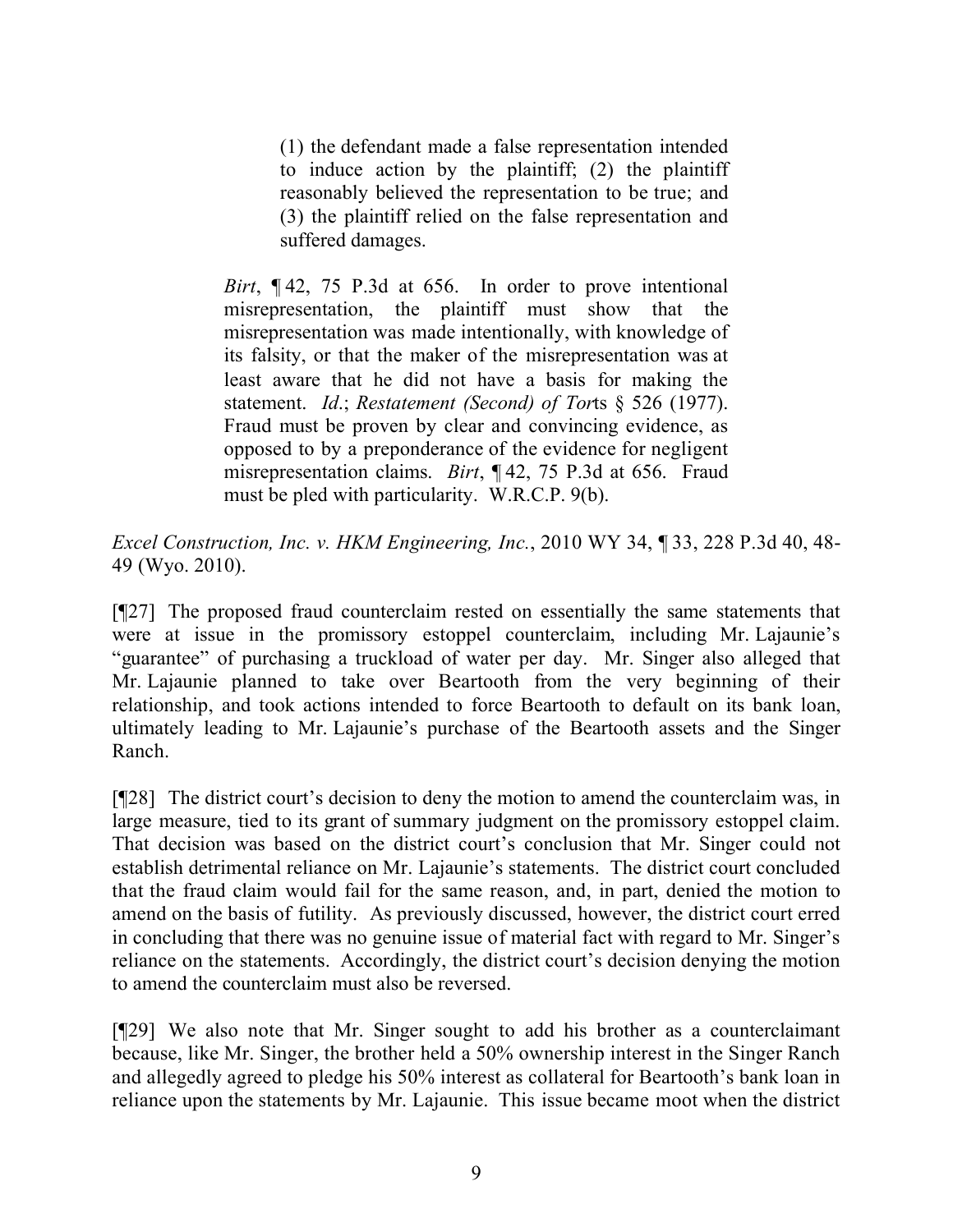> (1) the defendant made a false representation intended to induce action by the plaintiff; (2) the plaintiff reasonably believed the representation to be true; and (3) the plaintiff relied on the false representation and suffered damages.
>
> *Birt*, ¶ 42, 75 P.3d at 656. In order to prove intentional misrepresentation, the plaintiff must show that the misrepresentation was made intentionally, with knowledge of its falsity, or that the maker of the misrepresentation was at least aware that he did not have a basis for making the statement. *Id*.; *Restatement (Second) of Torts* § 526 (1977). Fraud must be proven by clear and convincing evidence, as opposed to by a preponderance of the evidence for negligent misrepresentation claims. *Birt*, ¶ 42, 75 P.3d at 656. Fraud must be pled with particularity. W.R.C.P. 9(b).

*Excel Construction, Inc. v. HKM Engineering, Inc.*, 2010 WY 34, ¶ 33, 228 P.3d 40, 48-49 (Wyo. 2010).

[¶27] The proposed fraud counterclaim rested on essentially the same statements that were at issue in the promissory estoppel counterclaim, including Mr. Lajaunie's "guarantee" of purchasing a truckload of water per day. Mr. Singer also alleged that Mr. Lajaunie planned to take over Beartooth from the very beginning of their relationship, and took actions intended to force Beartooth to default on its bank loan, ultimately leading to Mr. Lajaunie's purchase of the Beartooth assets and the Singer Ranch.

[¶28] The district court's decision to deny the motion to amend the counterclaim was, in large measure, tied to its grant of summary judgment on the promissory estoppel claim. That decision was based on the district court's conclusion that Mr. Singer could not establish detrimental reliance on Mr. Lajaunie's statements. The district court concluded that the fraud claim would fail for the same reason, and, in part, denied the motion to amend on the basis of futility. As previously discussed, however, the district court erred in concluding that there was no genuine issue of material fact with regard to Mr. Singer's reliance on the statements. Accordingly, the district court's decision denying the motion to amend the counterclaim must also be reversed.

[¶29] We also note that Mr. Singer sought to add his brother as a counterclaimant because, like Mr. Singer, the brother held a 50% ownership interest in the Singer Ranch and allegedly agreed to pledge his 50% interest as collateral for Beartooth's bank loan in reliance upon the statements by Mr. Lajaunie. This issue became moot when the district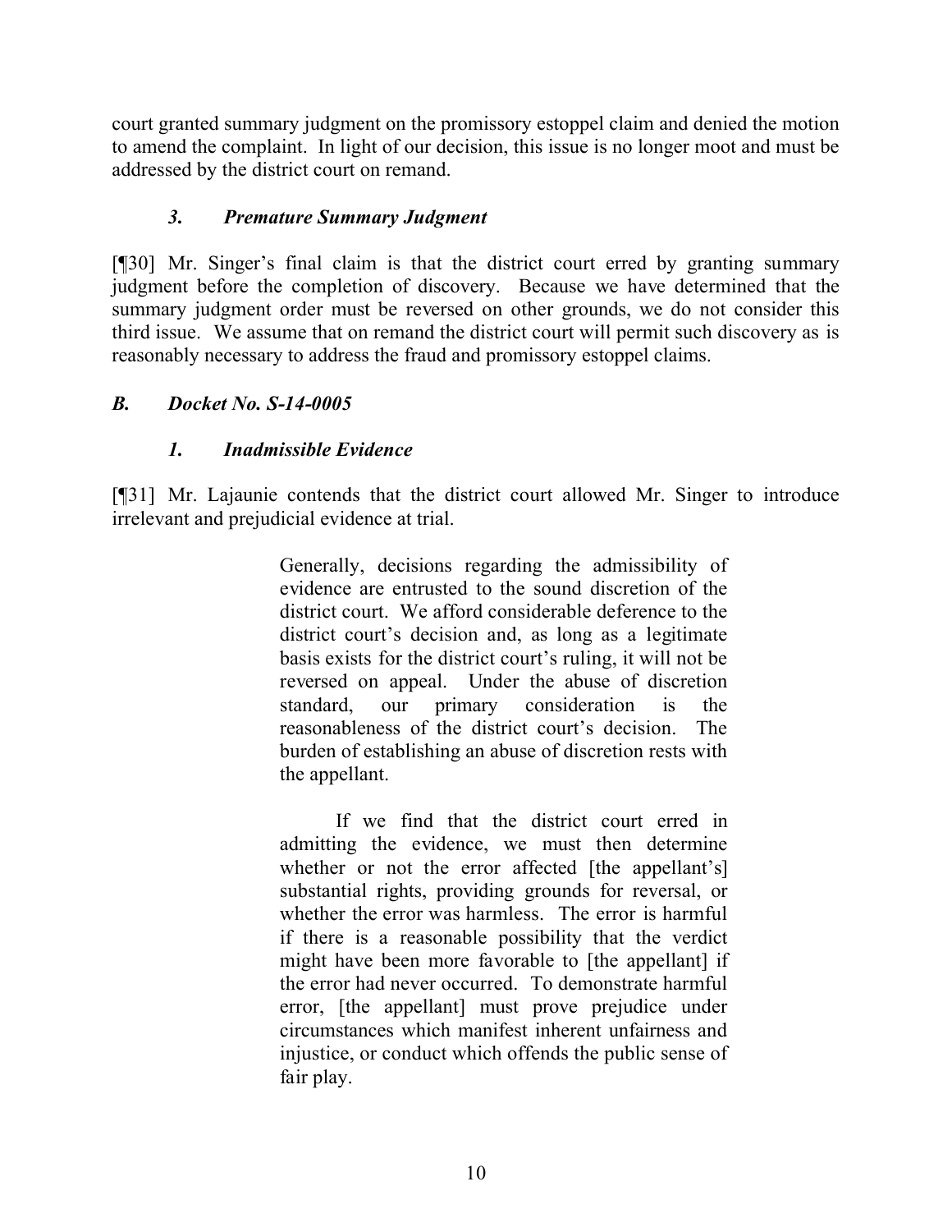court granted summary judgment on the promissory estoppel claim and denied the motion to amend the complaint. In light of our decision, this issue is no longer moot and must be addressed by the district court on remand.

### *3. Premature Summary Judgment*

[¶30] Mr. Singer's final claim is that the district court erred by granting summary judgment before the completion of discovery. Because we have determined that the summary judgment order must be reversed on other grounds, we do not consider this third issue. We assume that on remand the district court will permit such discovery as is reasonably necessary to address the fraud and promissory estoppel claims.

## *B. Docket No. S-14-0005*

### *1. Inadmissible Evidence*

[¶31] Mr. Lajaunie contends that the district court allowed Mr. Singer to introduce irrelevant and prejudicial evidence at trial.

> Generally, decisions regarding the admissibility of evidence are entrusted to the sound discretion of the district court. We afford considerable deference to the district court's decision and, as long as a legitimate basis exists for the district court's ruling, it will not be reversed on appeal. Under the abuse of discretion standard, our primary consideration is the reasonableness of the district court's decision. The burden of establishing an abuse of discretion rests with the appellant.
>
> If we find that the district court erred in admitting the evidence, we must then determine whether or not the error affected [the appellant's] substantial rights, providing grounds for reversal, or whether the error was harmless. The error is harmful if there is a reasonable possibility that the verdict might have been more favorable to [the appellant] if the error had never occurred. To demonstrate harmful error, [the appellant] must prove prejudice under circumstances which manifest inherent unfairness and injustice, or conduct which offends the public sense of fair play.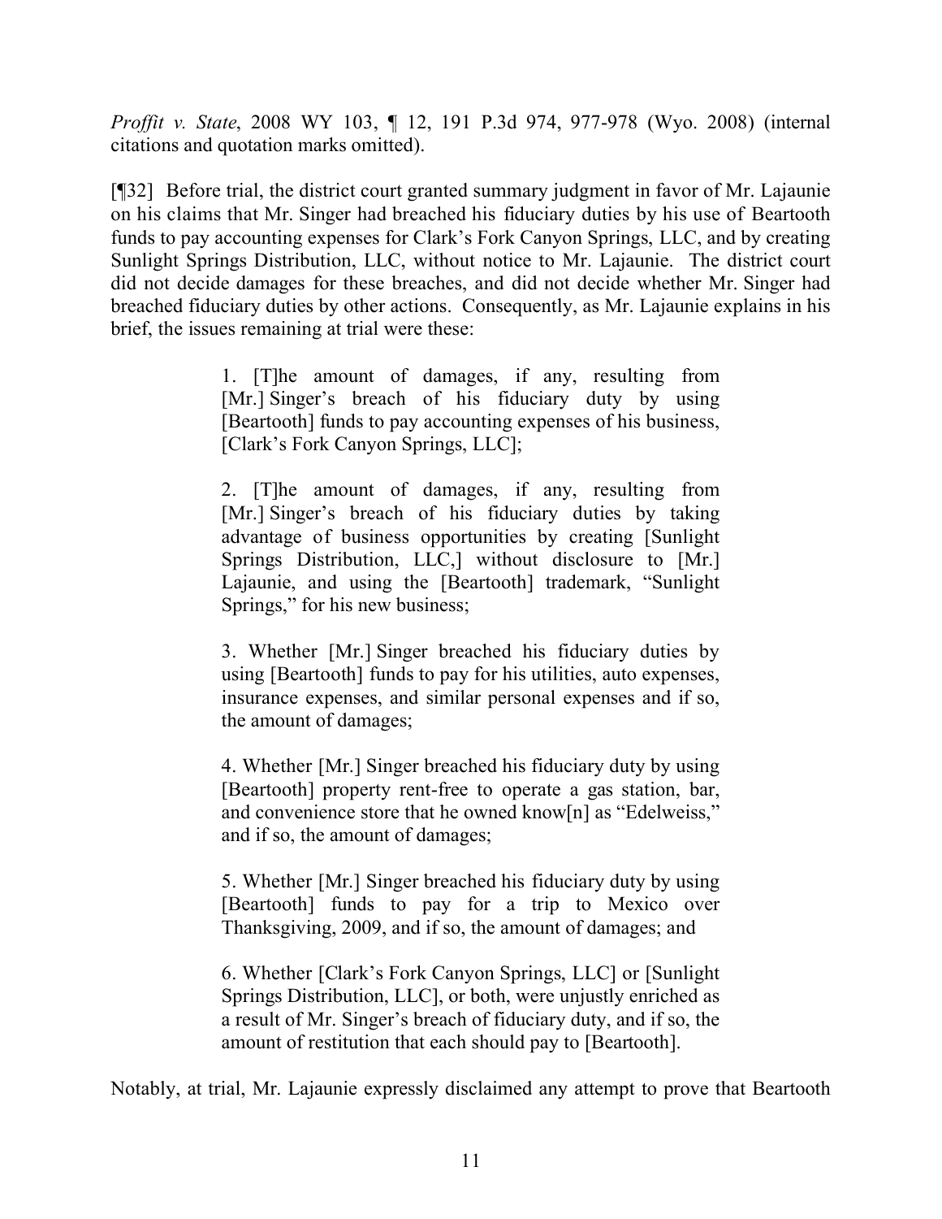*Proffit v. State*, 2008 WY 103, ¶ 12, 191 P.3d 974, 977-978 (Wyo. 2008) (internal citations and quotation marks omitted).

[¶32] Before trial, the district court granted summary judgment in favor of Mr. Lajaunie on his claims that Mr. Singer had breached his fiduciary duties by his use of Beartooth funds to pay accounting expenses for Clark's Fork Canyon Springs, LLC, and by creating Sunlight Springs Distribution, LLC, without notice to Mr. Lajaunie. The district court did not decide damages for these breaches, and did not decide whether Mr. Singer had breached fiduciary duties by other actions. Consequently, as Mr. Lajaunie explains in his brief, the issues remaining at trial were these:

> 1. [T]he amount of damages, if any, resulting from [Mr.] Singer's breach of his fiduciary duty by using [Beartooth] funds to pay accounting expenses of his business, [Clark's Fork Canyon Springs, LLC];
>
> 2. [T]he amount of damages, if any, resulting from [Mr.] Singer's breach of his fiduciary duties by taking advantage of business opportunities by creating [Sunlight Springs Distribution, LLC,] without disclosure to [Mr.] Lajaunie, and using the [Beartooth] trademark, "Sunlight Springs," for his new business;
>
> 3. Whether [Mr.] Singer breached his fiduciary duties by using [Beartooth] funds to pay for his utilities, auto expenses, insurance expenses, and similar personal expenses and if so, the amount of damages;
>
> 4. Whether [Mr.] Singer breached his fiduciary duty by using [Beartooth] property rent-free to operate a gas station, bar, and convenience store that he owned know[n] as "Edelweiss," and if so, the amount of damages;
>
> 5. Whether [Mr.] Singer breached his fiduciary duty by using [Beartooth] funds to pay for a trip to Mexico over Thanksgiving, 2009, and if so, the amount of damages; and
>
> 6. Whether [Clark's Fork Canyon Springs, LLC] or [Sunlight Springs Distribution, LLC], or both, were unjustly enriched as a result of Mr. Singer's breach of fiduciary duty, and if so, the amount of restitution that each should pay to [Beartooth].

Notably, at trial, Mr. Lajaunie expressly disclaimed any attempt to prove that Beartooth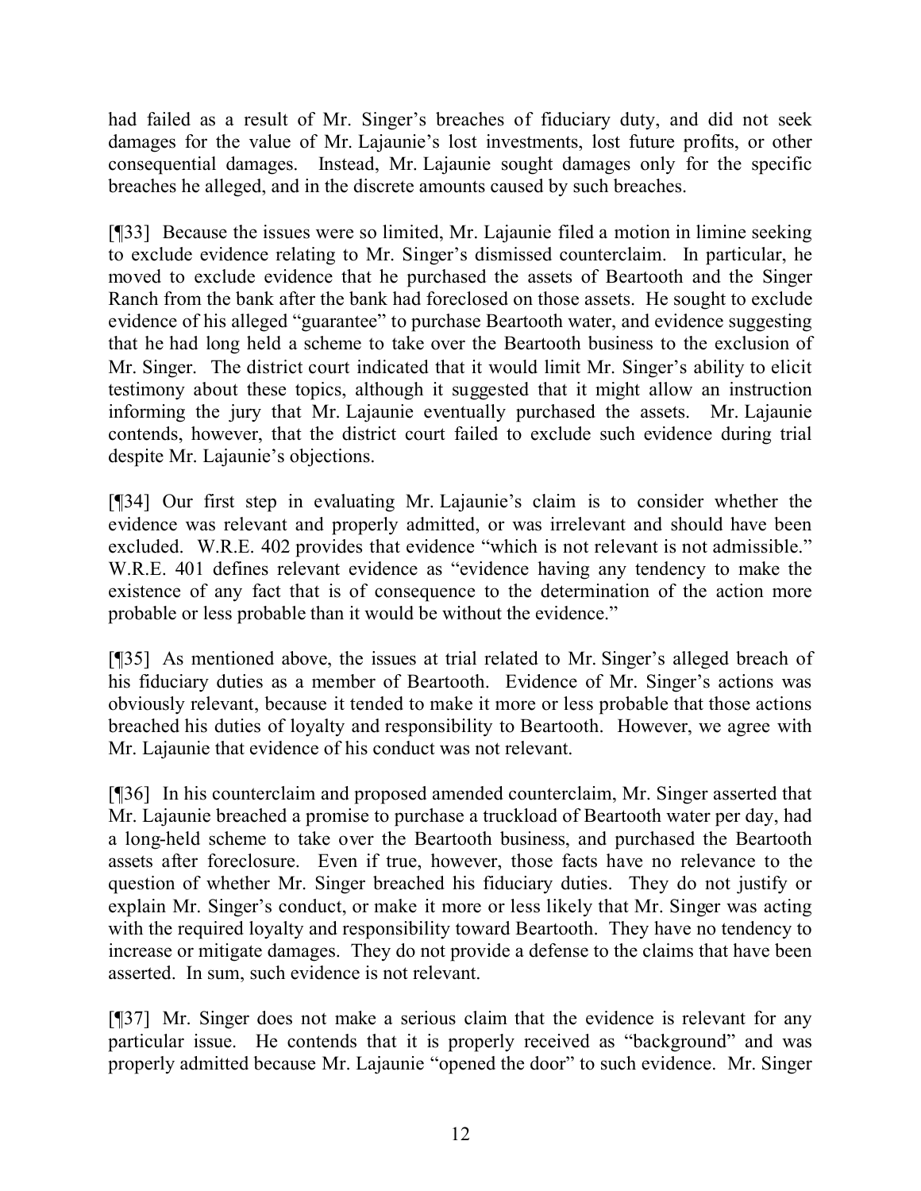had failed as a result of Mr. Singer's breaches of fiduciary duty, and did not seek damages for the value of Mr. Lajaunie's lost investments, lost future profits, or other consequential damages. Instead, Mr. Lajaunie sought damages only for the specific breaches he alleged, and in the discrete amounts caused by such breaches.

[¶33] Because the issues were so limited, Mr. Lajaunie filed a motion in limine seeking to exclude evidence relating to Mr. Singer's dismissed counterclaim. In particular, he moved to exclude evidence that he purchased the assets of Beartooth and the Singer Ranch from the bank after the bank had foreclosed on those assets. He sought to exclude evidence of his alleged "guarantee" to purchase Beartooth water, and evidence suggesting that he had long held a scheme to take over the Beartooth business to the exclusion of Mr. Singer. The district court indicated that it would limit Mr. Singer's ability to elicit testimony about these topics, although it suggested that it might allow an instruction informing the jury that Mr. Lajaunie eventually purchased the assets. Mr. Lajaunie contends, however, that the district court failed to exclude such evidence during trial despite Mr. Lajaunie's objections.

[¶34] Our first step in evaluating Mr. Lajaunie's claim is to consider whether the evidence was relevant and properly admitted, or was irrelevant and should have been excluded. W.R.E. 402 provides that evidence "which is not relevant is not admissible." W.R.E. 401 defines relevant evidence as "evidence having any tendency to make the existence of any fact that is of consequence to the determination of the action more probable or less probable than it would be without the evidence."

[¶35] As mentioned above, the issues at trial related to Mr. Singer's alleged breach of his fiduciary duties as a member of Beartooth. Evidence of Mr. Singer's actions was obviously relevant, because it tended to make it more or less probable that those actions breached his duties of loyalty and responsibility to Beartooth. However, we agree with Mr. Lajaunie that evidence of his conduct was not relevant.

[¶36] In his counterclaim and proposed amended counterclaim, Mr. Singer asserted that Mr. Lajaunie breached a promise to purchase a truckload of Beartooth water per day, had a long-held scheme to take over the Beartooth business, and purchased the Beartooth assets after foreclosure. Even if true, however, those facts have no relevance to the question of whether Mr. Singer breached his fiduciary duties. They do not justify or explain Mr. Singer's conduct, or make it more or less likely that Mr. Singer was acting with the required loyalty and responsibility toward Beartooth. They have no tendency to increase or mitigate damages. They do not provide a defense to the claims that have been asserted. In sum, such evidence is not relevant.

[¶37] Mr. Singer does not make a serious claim that the evidence is relevant for any particular issue. He contends that it is properly received as "background" and was properly admitted because Mr. Lajaunie "opened the door" to such evidence. Mr. Singer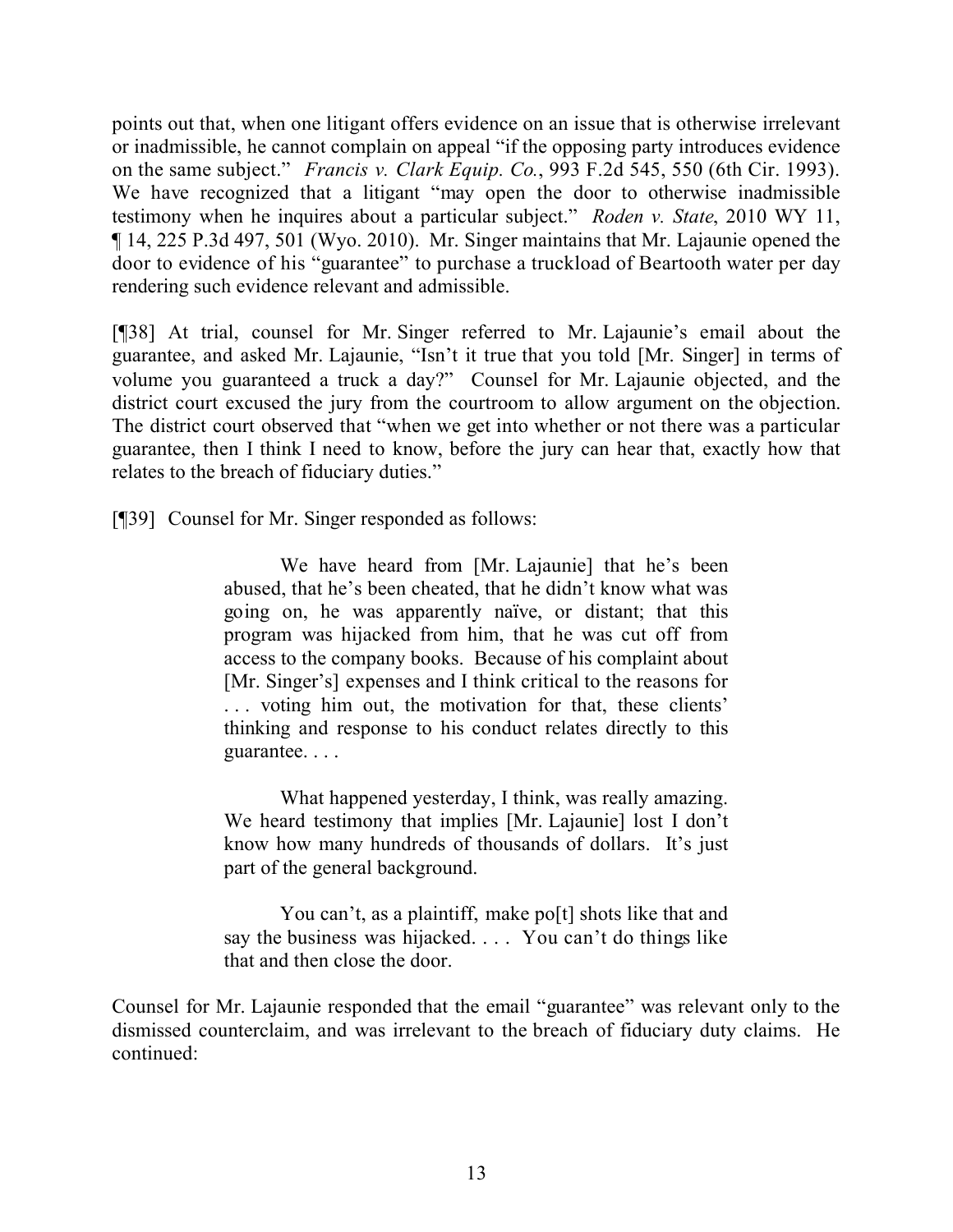points out that, when one litigant offers evidence on an issue that is otherwise irrelevant or inadmissible, he cannot complain on appeal "if the opposing party introduces evidence on the same subject." *Francis v. Clark Equip. Co.*, 993 F.2d 545, 550 (6th Cir. 1993). We have recognized that a litigant "may open the door to otherwise inadmissible testimony when he inquires about a particular subject." *Roden v. State*, 2010 WY 11, ¶ 14, 225 P.3d 497, 501 (Wyo. 2010). Mr. Singer maintains that Mr. Lajaunie opened the door to evidence of his "guarantee" to purchase a truckload of Beartooth water per day rendering such evidence relevant and admissible.

[¶38] At trial, counsel for Mr. Singer referred to Mr. Lajaunie's email about the guarantee, and asked Mr. Lajaunie, "Isn't it true that you told [Mr. Singer] in terms of volume you guaranteed a truck a day?" Counsel for Mr. Lajaunie objected, and the district court excused the jury from the courtroom to allow argument on the objection. The district court observed that "when we get into whether or not there was a particular guarantee, then I think I need to know, before the jury can hear that, exactly how that relates to the breach of fiduciary duties."

[¶39] Counsel for Mr. Singer responded as follows:

> We have heard from [Mr. Lajaunie] that he's been abused, that he's been cheated, that he didn't know what was going on, he was apparently naïve, or distant; that this program was hijacked from him, that he was cut off from access to the company books. Because of his complaint about [Mr. Singer's] expenses and I think critical to the reasons for . . . voting him out, the motivation for that, these clients' thinking and response to his conduct relates directly to this guarantee. . . .
>
> What happened yesterday, I think, was really amazing. We heard testimony that implies [Mr. Lajaunie] lost I don't know how many hundreds of thousands of dollars. It's just part of the general background.
>
> You can't, as a plaintiff, make po[t] shots like that and say the business was hijacked. . . . You can't do things like that and then close the door.

Counsel for Mr. Lajaunie responded that the email "guarantee" was relevant only to the dismissed counterclaim, and was irrelevant to the breach of fiduciary duty claims. He continued: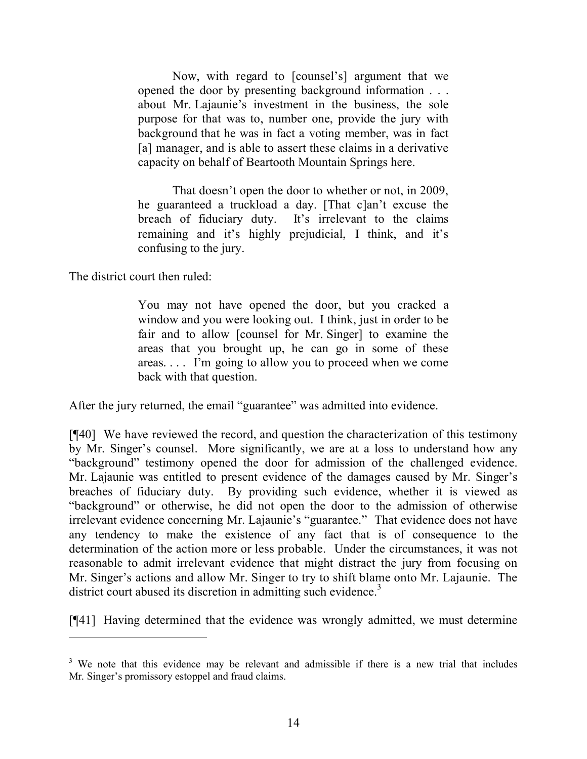> Now, with regard to [counsel's] argument that we opened the door by presenting background information . . . about Mr. Lajaunie's investment in the business, the sole purpose for that was to, number one, provide the jury with background that he was in fact a voting member, was in fact [a] manager, and is able to assert these claims in a derivative capacity on behalf of Beartooth Mountain Springs here.
>
> That doesn't open the door to whether or not, in 2009, he guaranteed a truckload a day. [That c]an't excuse the breach of fiduciary duty. It's irrelevant to the claims remaining and it's highly prejudicial, I think, and it's confusing to the jury.

The district court then ruled:

> You may not have opened the door, but you cracked a window and you were looking out. I think, just in order to be fair and to allow [counsel for Mr. Singer] to examine the areas that you brought up, he can go in some of these areas. . . . I'm going to allow you to proceed when we come back with that question.

After the jury returned, the email "guarantee" was admitted into evidence.

[¶40] We have reviewed the record, and question the characterization of this testimony by Mr. Singer's counsel. More significantly, we are at a loss to understand how any "background" testimony opened the door for admission of the challenged evidence. Mr. Lajaunie was entitled to present evidence of the damages caused by Mr. Singer's breaches of fiduciary duty. By providing such evidence, whether it is viewed as "background" or otherwise, he did not open the door to the admission of otherwise irrelevant evidence concerning Mr. Lajaunie's "guarantee." That evidence does not have any tendency to make the existence of any fact that is of consequence to the determination of the action more or less probable. Under the circumstances, it was not reasonable to admit irrelevant evidence that might distract the jury from focusing on Mr. Singer's actions and allow Mr. Singer to try to shift blame onto Mr. Lajaunie. The district court abused its discretion in admitting such evidence.[3]

[¶41] Having determined that the evidence was wrongly admitted, we must determine

---

[3] We note that this evidence may be relevant and admissible if there is a new trial that includes Mr. Singer's promissory estoppel and fraud claims.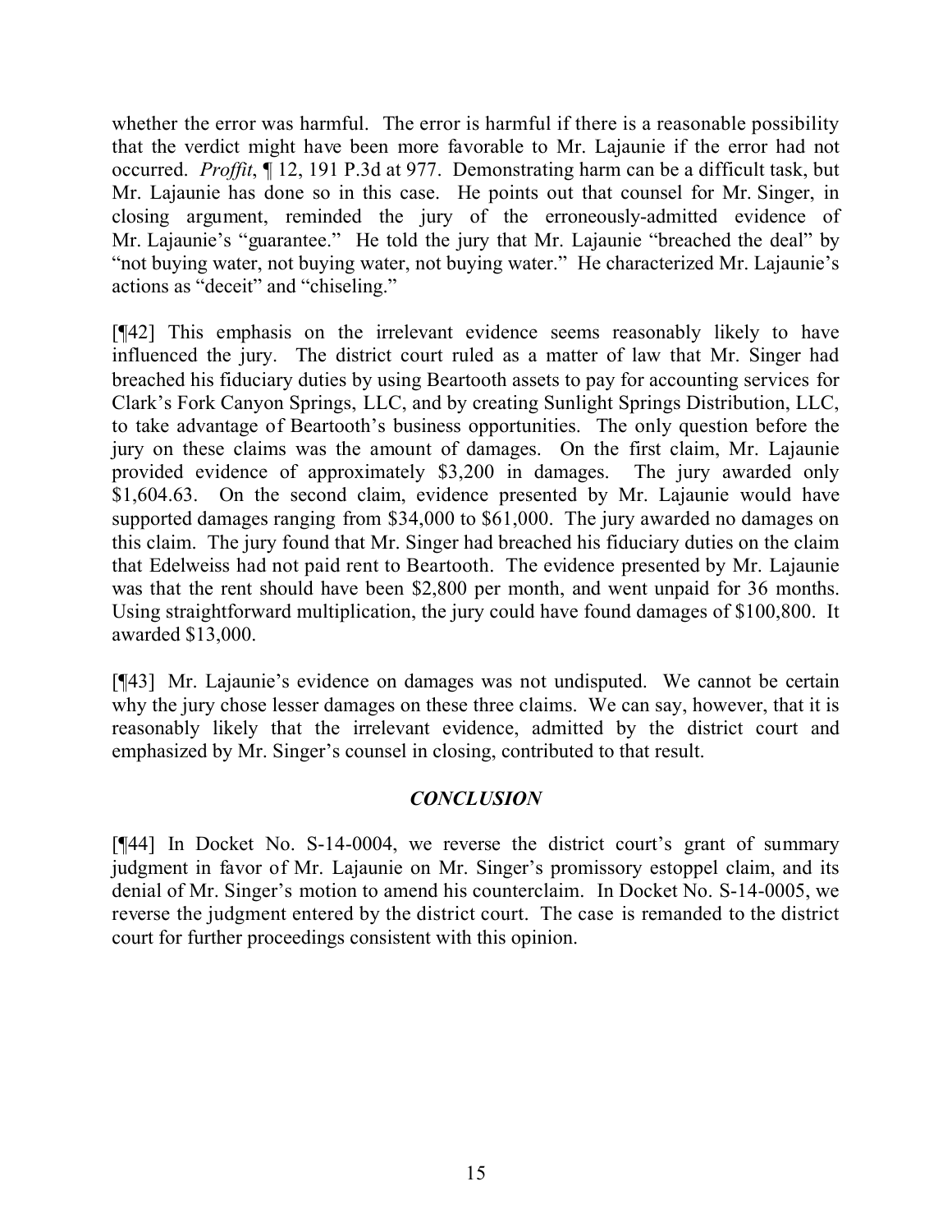whether the error was harmful. The error is harmful if there is a reasonable possibility that the verdict might have been more favorable to Mr. Lajaunie if the error had not occurred. *Proffit*, ¶ 12, 191 P.3d at 977. Demonstrating harm can be a difficult task, but Mr. Lajaunie has done so in this case. He points out that counsel for Mr. Singer, in closing argument, reminded the jury of the erroneously-admitted evidence of Mr. Lajaunie's "guarantee." He told the jury that Mr. Lajaunie "breached the deal" by "not buying water, not buying water, not buying water." He characterized Mr. Lajaunie's actions as "deceit" and "chiseling."

[¶42] This emphasis on the irrelevant evidence seems reasonably likely to have influenced the jury. The district court ruled as a matter of law that Mr. Singer had breached his fiduciary duties by using Beartooth assets to pay for accounting services for Clark's Fork Canyon Springs, LLC, and by creating Sunlight Springs Distribution, LLC, to take advantage of Beartooth's business opportunities. The only question before the jury on these claims was the amount of damages. On the first claim, Mr. Lajaunie provided evidence of approximately $3,200 in damages. The jury awarded only $1,604.63. On the second claim, evidence presented by Mr. Lajaunie would have supported damages ranging from $34,000 to $61,000. The jury awarded no damages on this claim. The jury found that Mr. Singer had breached his fiduciary duties on the claim that Edelweiss had not paid rent to Beartooth. The evidence presented by Mr. Lajaunie was that the rent should have been $2,800 per month, and went unpaid for 36 months. Using straightforward multiplication, the jury could have found damages of $100,800. It awarded $13,000.

[¶43] Mr. Lajaunie's evidence on damages was not undisputed. We cannot be certain why the jury chose lesser damages on these three claims. We can say, however, that it is reasonably likely that the irrelevant evidence, admitted by the district court and emphasized by Mr. Singer's counsel in closing, contributed to that result.

## *CONCLUSION*

[¶44] In Docket No. S-14-0004, we reverse the district court's grant of summary judgment in favor of Mr. Lajaunie on Mr. Singer's promissory estoppel claim, and its denial of Mr. Singer's motion to amend his counterclaim. In Docket No. S-14-0005, we reverse the judgment entered by the district court. The case is remanded to the district court for further proceedings consistent with this opinion.